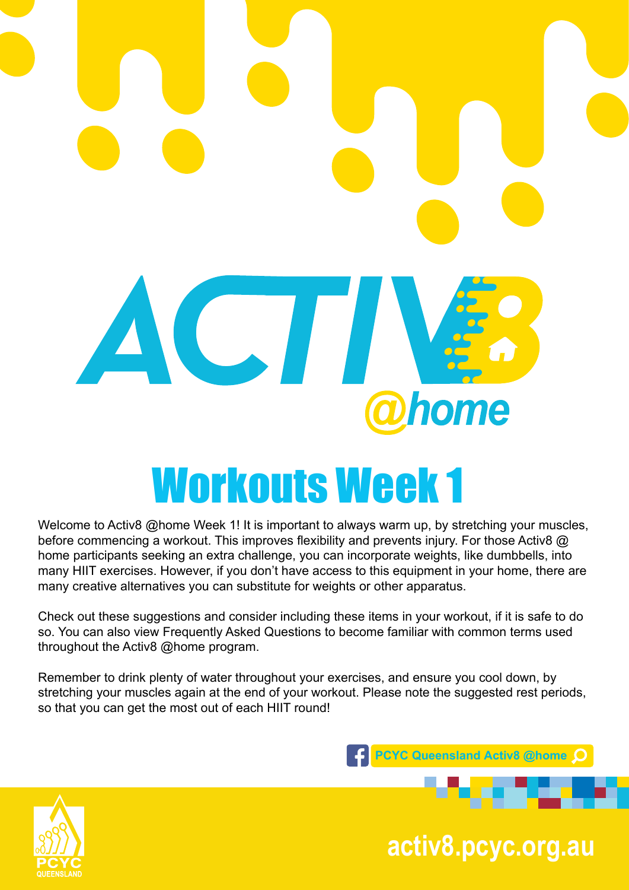# ACTIV8 @home

## Workouts Week 1

Welcome to Activ8 @home Week 1! It is important to always warm up, by stretching your muscles, before commencing a workout. This improves flexibility and prevents injury. For those Activ8 @ home participants seeking an extra challenge, you can incorporate weights, like dumbbells, into many HIIT exercises. However, if you don't have access to this equipment in your home, there are many creative alternatives you can substitute for weights or other apparatus.

Check out these suggestions and consider including these items in your workout, if it is safe to do so. You can also view Frequently Asked Questions to become familiar with common terms used throughout the Activ8 @home program.

Remember to drink plenty of water throughout your exercises, and ensure you cool down, by stretching your muscles again at the end of your workout. Please note the suggested rest periods, so that you can get the most out of each HIIT round!

PCYC Queensland Activ8 @home

PCYC QUEENSLAND

activ8.pcyc.org.au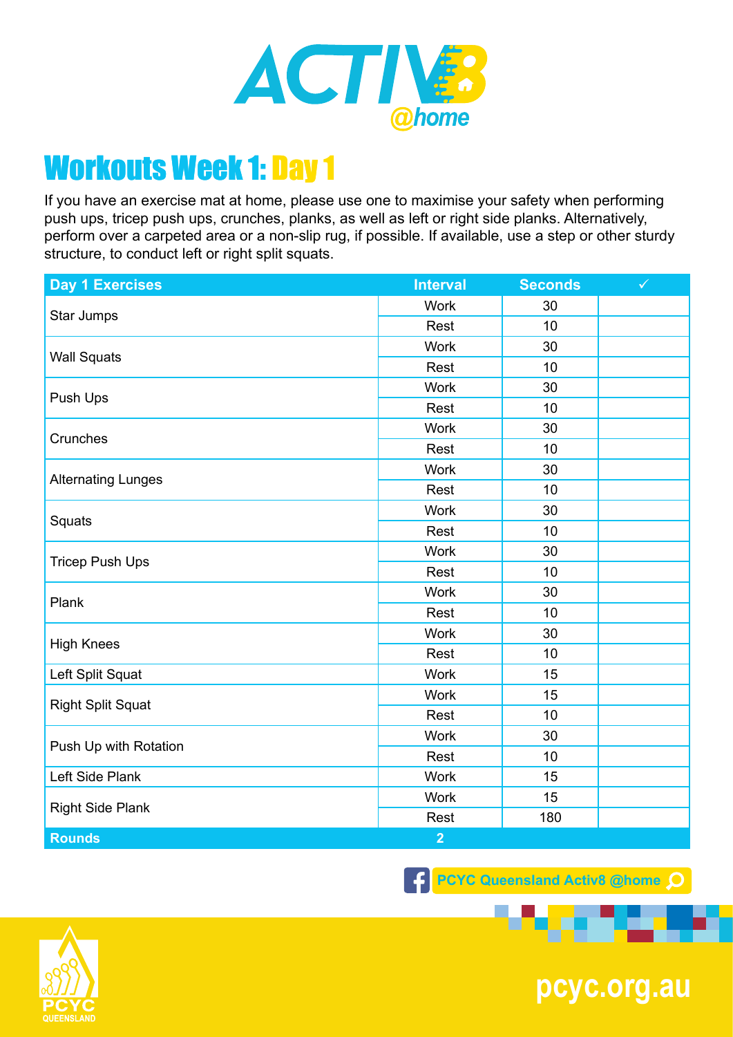# ACTIV8 @home

## Workouts Week 1: Day 1

If you have an exercise mat at home, please use one to maximise your safety when performing push ups, tricep push ups, crunches, planks, as well as left or right side planks. Alternatively, perform over a carpeted area or a non-slip rug, if possible. If available, use a step or other sturdy structure, to conduct left or right split squats.

| Day 1 Exercises | Interval | Seconds | ✓ |
|---|---|---|---|
| Star Jumps | Work | 30 | |
| | Rest | 10 | |
| Wall Squats | Work | 30 | |
| | Rest | 10 | |
| Push Ups | Work | 30 | |
| | Rest | 10 | |
| Crunches | Work | 30 | |
| | Rest | 10 | |
| Alternating Lunges | Work | 30 | |
| | Rest | 10 | |
| Squats | Work | 30 | |
| | Rest | 10 | |
| Tricep Push Ups | Work | 30 | |
| | Rest | 10 | |
| Plank | Work | 30 | |
| | Rest | 10 | |
| High Knees | Work | 30 | |
| | Rest | 10 | |
| Left Split Squat | Work | 15 | |
| Right Split Squat | Work | 15 | |
| | Rest | 10 | |
| Push Up with Rotation | Work | 30 | |
| | Rest | 10 | |
| Left Side Plank | Work | 15 | |
| Right Side Plank | Work | 15 | |
| | Rest | 180 | |
| **Rounds** | **2** | | |

PCYC Queensland Activ8 @home

PCYC QUEENSLAND

pcyc.org.au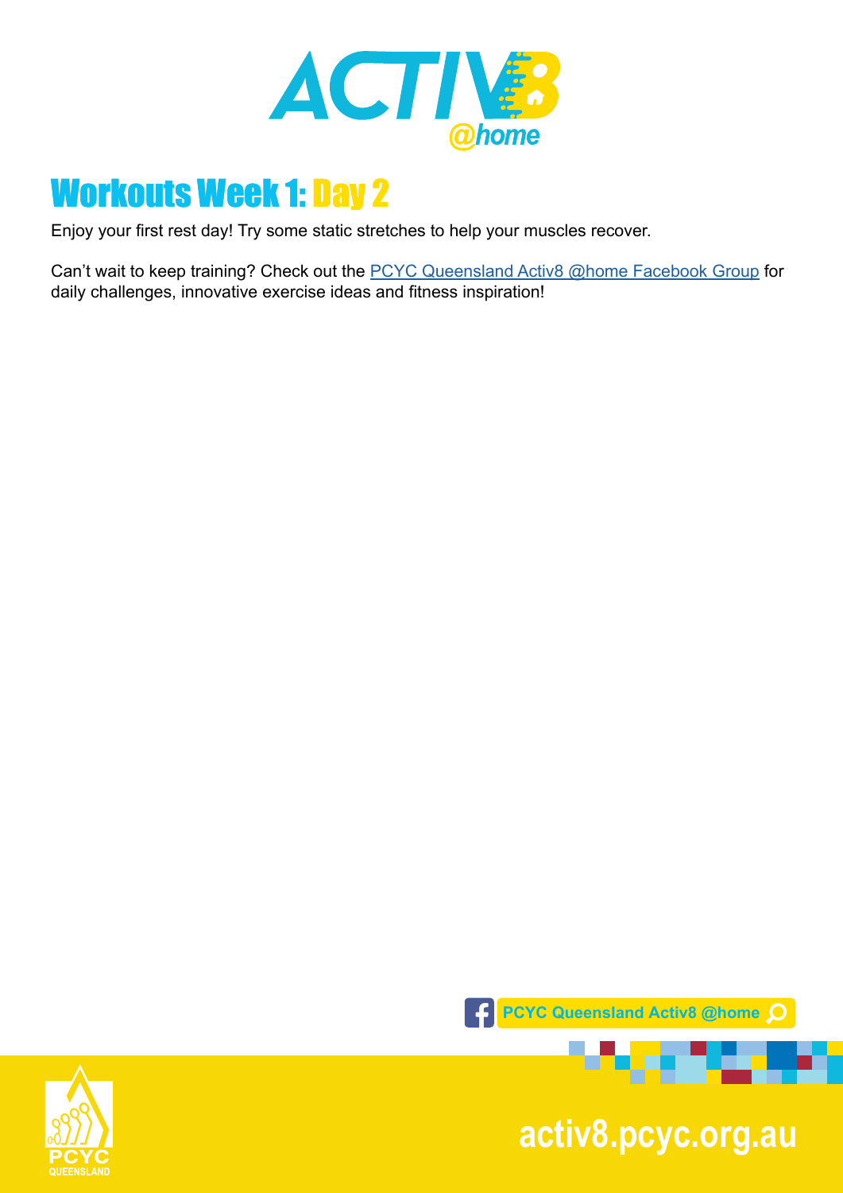# Workouts Week 1: Day 2

Enjoy your first rest day! Try some static stretches to help your muscles recover.

Can't wait to keep training? Check out the PCYC Queensland Activ8 @home Facebook Group for daily challenges, innovative exercise ideas and fitness inspiration!

PCYC Queensland Activ8 @home

activ8.pcyc.org.au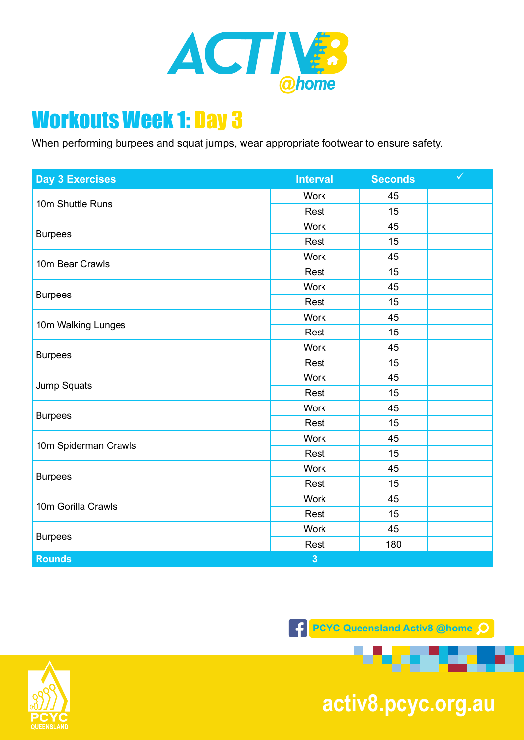ACTIV8 @home

# Workouts Week 1: Day 3

When performing burpees and squat jumps, wear appropriate footwear to ensure safety.

| Day 3 Exercises | Interval | Seconds | ✓ |
|---|---|---|---|
| 10m Shuttle Runs | Work | 45 | |
| | Rest | 15 | |
| Burpees | Work | 45 | |
| | Rest | 15 | |
| 10m Bear Crawls | Work | 45 | |
| | Rest | 15 | |
| Burpees | Work | 45 | |
| | Rest | 15 | |
| 10m Walking Lunges | Work | 45 | |
| | Rest | 15 | |
| Burpees | Work | 45 | |
| | Rest | 15 | |
| Jump Squats | Work | 45 | |
| | Rest | 15 | |
| Burpees | Work | 45 | |
| | Rest | 15 | |
| 10m Spiderman Crawls | Work | 45 | |
| | Rest | 15 | |
| Burpees | Work | 45 | |
| | Rest | 15 | |
| 10m Gorilla Crawls | Work | 45 | |
| | Rest | 15 | |
| Burpees | Work | 45 | |
| | Rest | 180 | |
| **Rounds** | **3** | | |

PCYC Queensland Activ8 @home

activ8.pcyc.org.au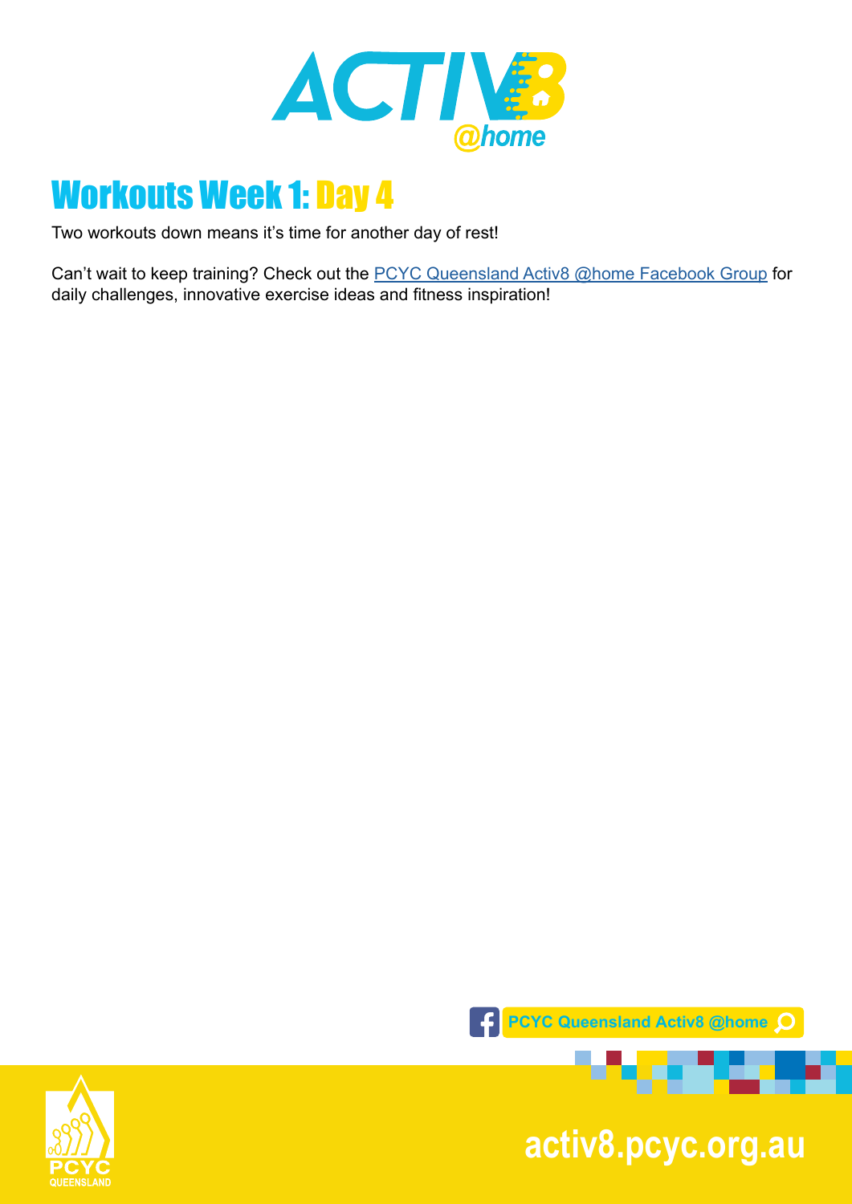# Workouts Week 1: Day 4

Two workouts down means it's time for another day of rest!

Can't wait to keep training? Check out the PCYC Queensland Activ8 @home Facebook Group for daily challenges, innovative exercise ideas and fitness inspiration!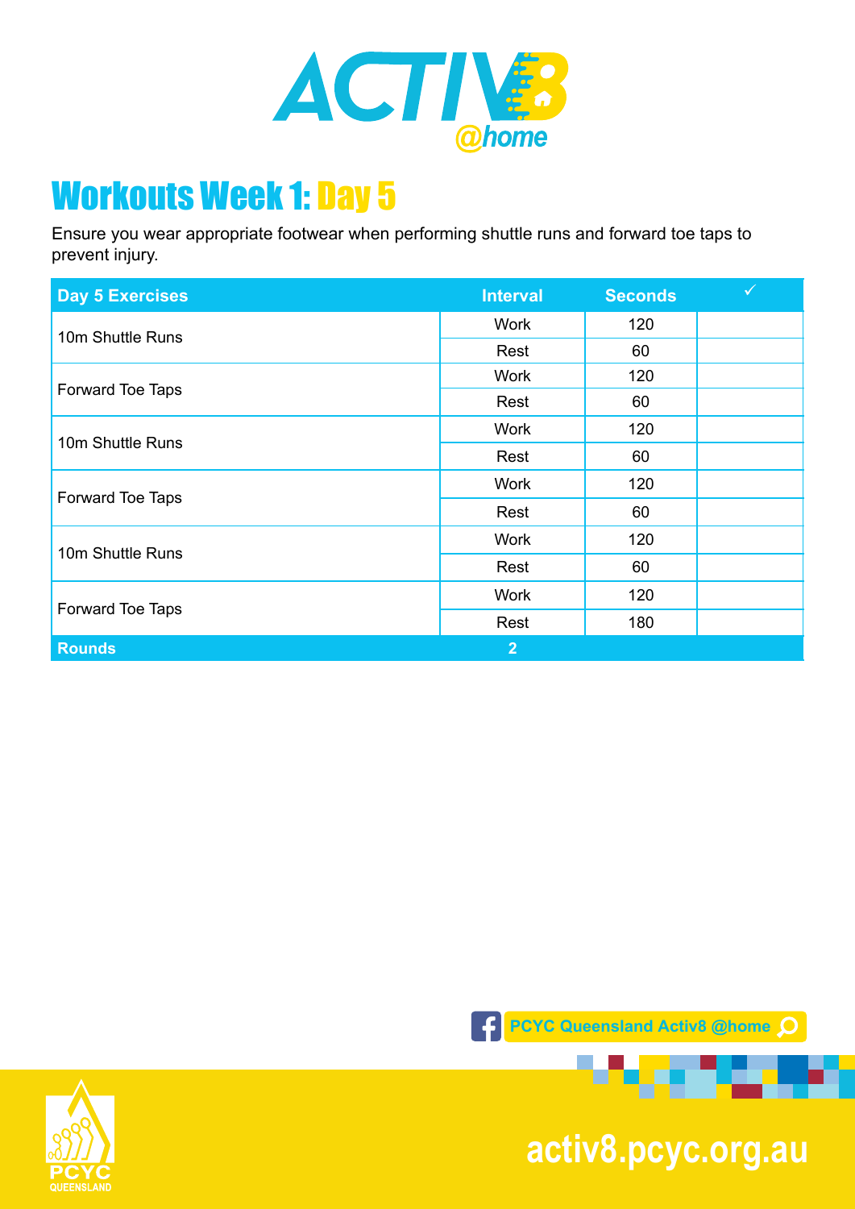# Workouts Week 1: Day 5

Ensure you wear appropriate footwear when performing shuttle runs and forward toe taps to prevent injury.

| Day 5 Exercises | Interval | Seconds | ✓ |
|---|---|---|---|
| 10m Shuttle Runs | Work | 120 | |
| | Rest | 60 | |
| Forward Toe Taps | Work | 120 | |
| | Rest | 60 | |
| 10m Shuttle Runs | Work | 120 | |
| | Rest | 60 | |
| Forward Toe Taps | Work | 120 | |
| | Rest | 60 | |
| 10m Shuttle Runs | Work | 120 | |
| | Rest | 60 | |
| Forward Toe Taps | Work | 120 | |
| | Rest | 180 | |
| **Rounds** | **2** | | |

PCYC Queensland Activ8 @home

activ8.pcyc.org.au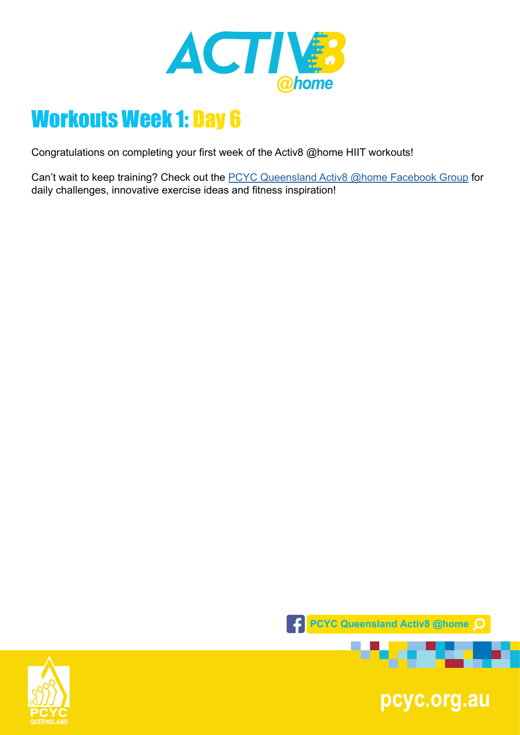# Workouts Week 1: Day 6

Congratulations on completing your first week of the Activ8 @home HIIT workouts!

Can't wait to keep training? Check out the [PCYC Queensland Activ8 @home Facebook Group] for daily challenges, innovative exercise ideas and fitness inspiration!

PCYC Queensland Activ8 @home

pcyc.org.au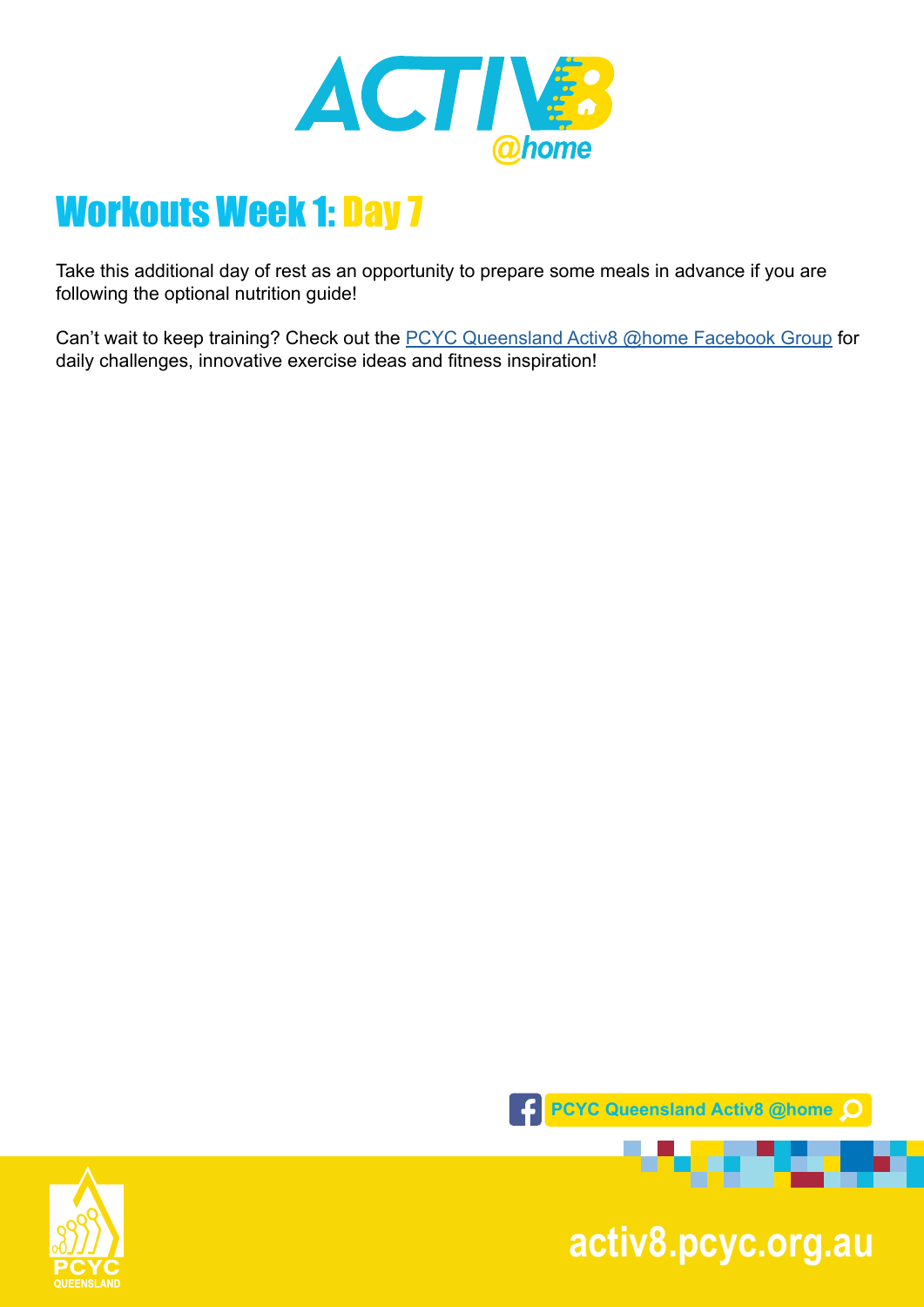# Workouts Week 1: Day 7

Take this additional day of rest as an opportunity to prepare some meals in advance if you are following the optional nutrition guide!

Can't wait to keep training? Check out the PCYC Queensland Activ8 @home Facebook Group for daily challenges, innovative exercise ideas and fitness inspiration!

PCYC Queensland Activ8 @home

activ8.pcyc.org.au